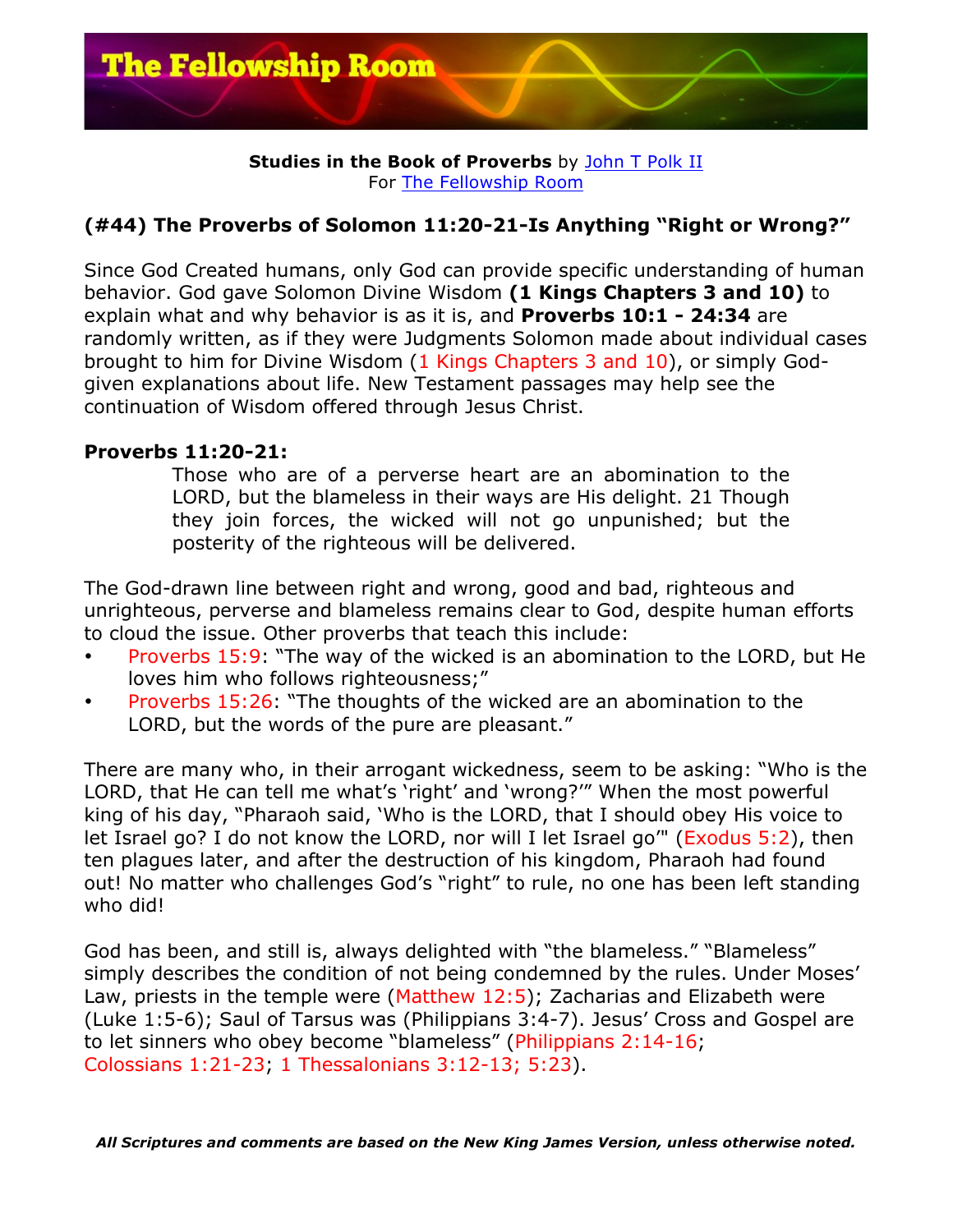**Studies in the Book of Proverbs** by John T Polk II
For The Fellowship Room

## (#44) The Proverbs of Solomon 11:20-21-Is Anything "Right or Wrong?"

Since God Created humans, only God can provide specific understanding of human behavior. God gave Solomon Divine Wisdom **(1 Kings Chapters 3 and 10)** to explain what and why behavior is as it is, and **Proverbs 10:1 - 24:34** are randomly written, as if they were Judgments Solomon made about individual cases brought to him for Divine Wisdom (1 Kings Chapters 3 and 10), or simply God-given explanations about life. New Testament passages may help see the continuation of Wisdom offered through Jesus Christ.

**Proverbs 11:20-21:**

> Those who are of a perverse heart are an abomination to the LORD, but the blameless in their ways are His delight. 21 Though they join forces, the wicked will not go unpunished; but the posterity of the righteous will be delivered.

The God-drawn line between right and wrong, good and bad, righteous and unrighteous, perverse and blameless remains clear to God, despite human efforts to cloud the issue. Other proverbs that teach this include:

- Proverbs 15:9: "The way of the wicked is an abomination to the LORD, but He loves him who follows righteousness;"
- Proverbs 15:26: "The thoughts of the wicked are an abomination to the LORD, but the words of the pure are pleasant."

There are many who, in their arrogant wickedness, seem to be asking: "Who is the LORD, that He can tell me what's 'right' and 'wrong?'" When the most powerful king of his day, "Pharaoh said, 'Who is the LORD, that I should obey His voice to let Israel go? I do not know the LORD, nor will I let Israel go'" (Exodus 5:2), then ten plagues later, and after the destruction of his kingdom, Pharaoh had found out! No matter who challenges God's "right" to rule, no one has been left standing who did!

God has been, and still is, always delighted with "the blameless." "Blameless" simply describes the condition of not being condemned by the rules. Under Moses' Law, priests in the temple were (Matthew 12:5); Zacharias and Elizabeth were (Luke 1:5-6); Saul of Tarsus was (Philippians 3:4-7). Jesus' Cross and Gospel are to let sinners who obey become "blameless" (Philippians 2:14-16; Colossians 1:21-23; 1 Thessalonians 3:12-13; 5:23).

***All Scriptures and comments are based on the New King James Version, unless otherwise noted.***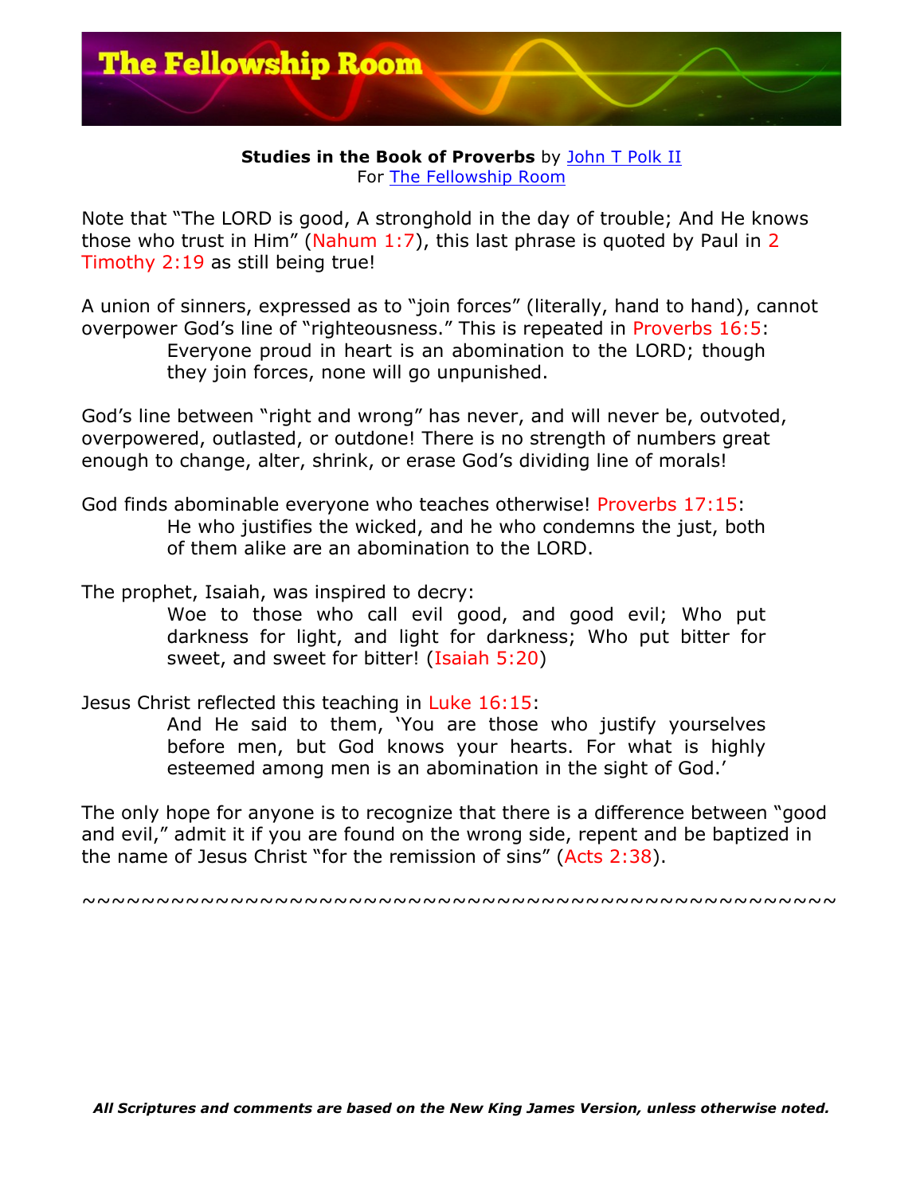**Studies in the Book of Proverbs** by John T Polk II
For The Fellowship Room

Note that "The LORD is good, A stronghold in the day of trouble; And He knows those who trust in Him" (Nahum 1:7), this last phrase is quoted by Paul in 2 Timothy 2:19 as still being true!

A union of sinners, expressed as to "join forces" (literally, hand to hand), cannot overpower God's line of "righteousness." This is repeated in Proverbs 16:5:

> Everyone proud in heart is an abomination to the LORD; though they join forces, none will go unpunished.

God's line between "right and wrong" has never, and will never be, outvoted, overpowered, outlasted, or outdone! There is no strength of numbers great enough to change, alter, shrink, or erase God's dividing line of morals!

God finds abominable everyone who teaches otherwise! Proverbs 17:15:

> He who justifies the wicked, and he who condemns the just, both of them alike are an abomination to the LORD.

The prophet, Isaiah, was inspired to decry:

> Woe to those who call evil good, and good evil; Who put darkness for light, and light for darkness; Who put bitter for sweet, and sweet for bitter! (Isaiah 5:20)

Jesus Christ reflected this teaching in Luke 16:15:

> And He said to them, 'You are those who justify yourselves before men, but God knows your hearts. For what is highly esteemed among men is an abomination in the sight of God.'

The only hope for anyone is to recognize that there is a difference between "good and evil," admit it if you are found on the wrong side, repent and be baptized in the name of Jesus Christ "for the remission of sins" (Acts 2:38).

~~~~~~~~~~~~~~~~~~~~~~~~~~~~~~~~~~~~~~~~~~~~~~~~~~~~~~~

***All Scriptures and comments are based on the New King James Version, unless otherwise noted.***